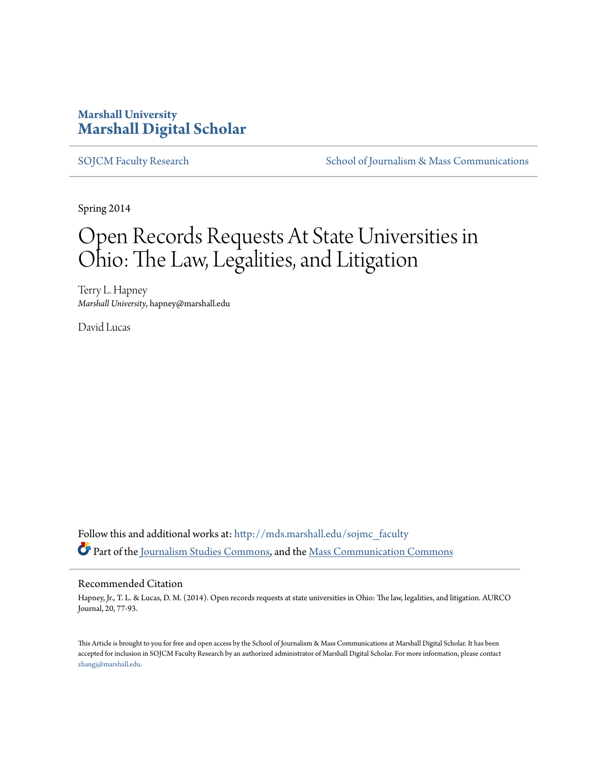# Marshall University
# Marshall Digital Scholar

SOJCM Faculty Research | School of Journalism & Mass Communications

Spring 2014

# Open Records Requests At State Universities in Ohio: The Law, Legalities, and Litigation

Terry L. Hapney
*Marshall University*, hapney@marshall.edu

David Lucas

Follow this and additional works at: http://mds.marshall.edu/sojmc_faculty

Part of the Journalism Studies Commons, and the Mass Communication Commons

## Recommended Citation

Hapney, Jr., T. L. & Lucas, D. M. (2014). Open records requests at state universities in Ohio: The law, legalities, and litigation. AURCO Journal, 20, 77-93.

This Article is brought to you for free and open access by the School of Journalism & Mass Communications at Marshall Digital Scholar. It has been accepted for inclusion in SOJCM Faculty Research by an authorized administrator of Marshall Digital Scholar. For more information, please contact zhangj@marshall.edu.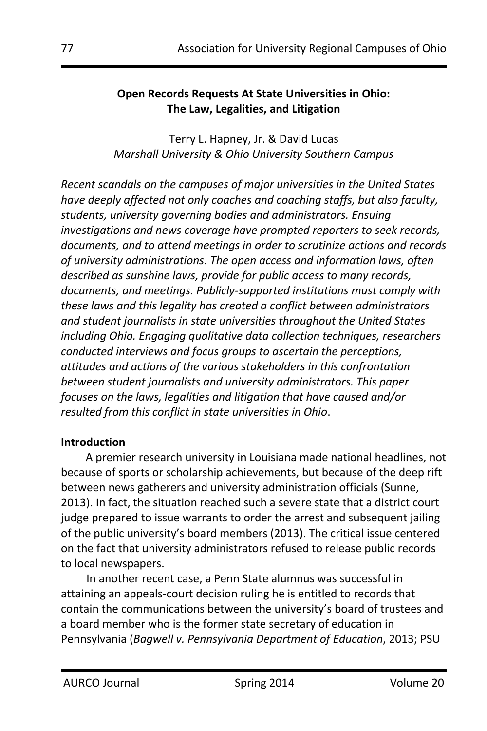**Open Records Requests At State Universities in Ohio: The Law, Legalities, and Litigation**

Terry L. Hapney, Jr. & David Lucas
*Marshall University & Ohio University Southern Campus*

*Recent scandals on the campuses of major universities in the United States have deeply affected not only coaches and coaching staffs, but also faculty, students, university governing bodies and administrators. Ensuing investigations and news coverage have prompted reporters to seek records, documents, and to attend meetings in order to scrutinize actions and records of university administrations. The open access and information laws, often described as sunshine laws, provide for public access to many records, documents, and meetings. Publicly-supported institutions must comply with these laws and this legality has created a conflict between administrators and student journalists in state universities throughout the United States including Ohio. Engaging qualitative data collection techniques, researchers conducted interviews and focus groups to ascertain the perceptions, attitudes and actions of the various stakeholders in this confrontation between student journalists and university administrators. This paper focuses on the laws, legalities and litigation that have caused and/or resulted from this conflict in state universities in Ohio*.

**Introduction**

A premier research university in Louisiana made national headlines, not because of sports or scholarship achievements, but because of the deep rift between news gatherers and university administration officials (Sunne, 2013). In fact, the situation reached such a severe state that a district court judge prepared to issue warrants to order the arrest and subsequent jailing of the public university's board members (2013). The critical issue centered on the fact that university administrators refused to release public records to local newspapers.

In another recent case, a Penn State alumnus was successful in attaining an appeals-court decision ruling he is entitled to records that contain the communications between the university's board of trustees and a board member who is the former state secretary of education in Pennsylvania (*Bagwell v. Pennsylvania Department of Education*, 2013; PSU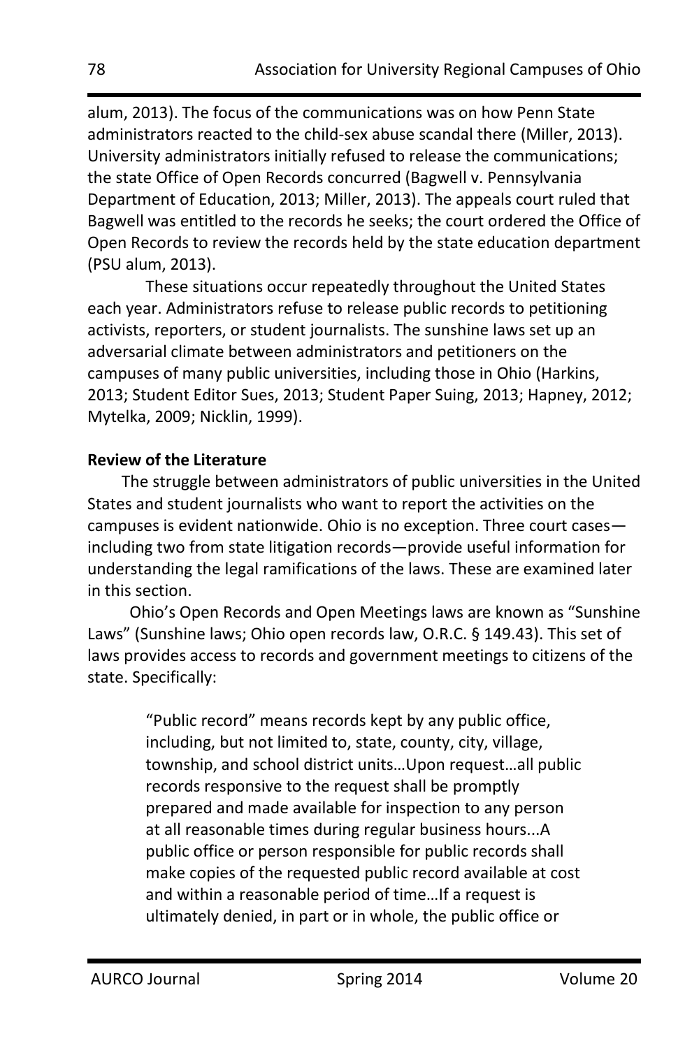alum, 2013). The focus of the communications was on how Penn State administrators reacted to the child-sex abuse scandal there (Miller, 2013). University administrators initially refused to release the communications; the state Office of Open Records concurred (Bagwell v. Pennsylvania Department of Education, 2013; Miller, 2013). The appeals court ruled that Bagwell was entitled to the records he seeks; the court ordered the Office of Open Records to review the records held by the state education department (PSU alum, 2013).

These situations occur repeatedly throughout the United States each year. Administrators refuse to release public records to petitioning activists, reporters, or student journalists. The sunshine laws set up an adversarial climate between administrators and petitioners on the campuses of many public universities, including those in Ohio (Harkins, 2013; Student Editor Sues, 2013; Student Paper Suing, 2013; Hapney, 2012; Mytelka, 2009; Nicklin, 1999).

**Review of the Literature**

The struggle between administrators of public universities in the United States and student journalists who want to report the activities on the campuses is evident nationwide. Ohio is no exception. Three court cases—including two from state litigation records—provide useful information for understanding the legal ramifications of the laws. These are examined later in this section.

Ohio's Open Records and Open Meetings laws are known as "Sunshine Laws" (Sunshine laws; Ohio open records law, O.R.C. § 149.43). This set of laws provides access to records and government meetings to citizens of the state. Specifically:

> "Public record" means records kept by any public office, including, but not limited to, state, county, city, village, township, and school district units…Upon request…all public records responsive to the request shall be promptly prepared and made available for inspection to any person at all reasonable times during regular business hours...A public office or person responsible for public records shall make copies of the requested public record available at cost and within a reasonable period of time…If a request is ultimately denied, in part or in whole, the public office or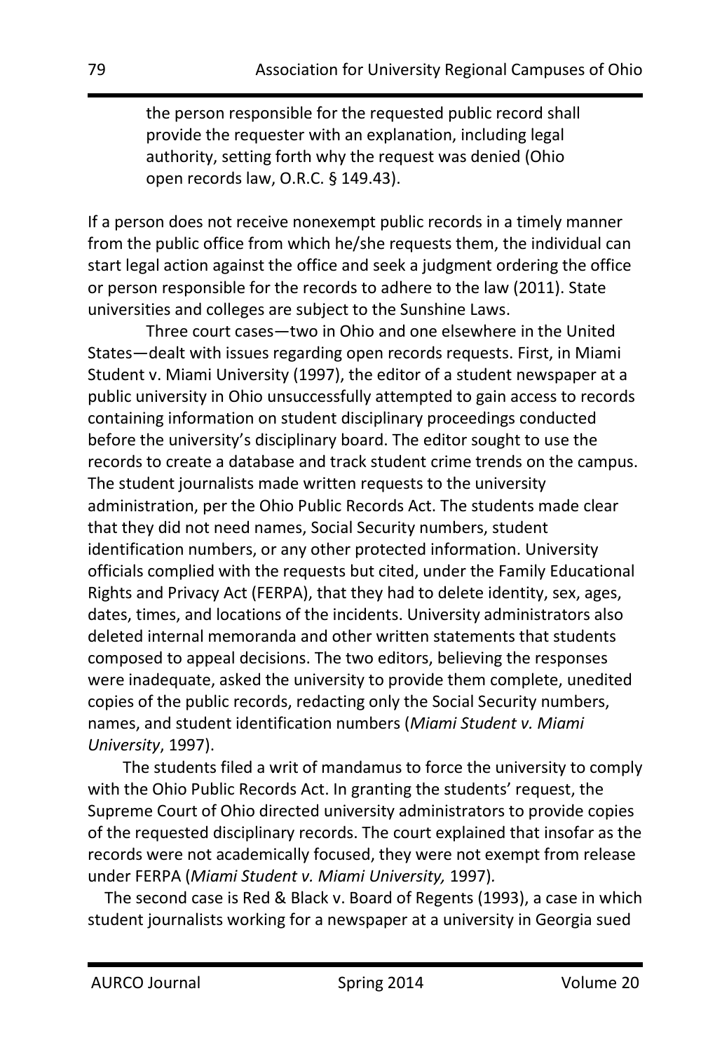> the person responsible for the requested public record shall provide the requester with an explanation, including legal authority, setting forth why the request was denied (Ohio open records law, O.R.C. § 149.43).

If a person does not receive nonexempt public records in a timely manner from the public office from which he/she requests them, the individual can start legal action against the office and seek a judgment ordering the office or person responsible for the records to adhere to the law (2011). State universities and colleges are subject to the Sunshine Laws.

Three court cases—two in Ohio and one elsewhere in the United States—dealt with issues regarding open records requests. First, in Miami Student v. Miami University (1997), the editor of a student newspaper at a public university in Ohio unsuccessfully attempted to gain access to records containing information on student disciplinary proceedings conducted before the university's disciplinary board. The editor sought to use the records to create a database and track student crime trends on the campus. The student journalists made written requests to the university administration, per the Ohio Public Records Act. The students made clear that they did not need names, Social Security numbers, student identification numbers, or any other protected information. University officials complied with the requests but cited, under the Family Educational Rights and Privacy Act (FERPA), that they had to delete identity, sex, ages, dates, times, and locations of the incidents. University administrators also deleted internal memoranda and other written statements that students composed to appeal decisions. The two editors, believing the responses were inadequate, asked the university to provide them complete, unedited copies of the public records, redacting only the Social Security numbers, names, and student identification numbers (*Miami Student v. Miami University*, 1997).

The students filed a writ of mandamus to force the university to comply with the Ohio Public Records Act. In granting the students' request, the Supreme Court of Ohio directed university administrators to provide copies of the requested disciplinary records. The court explained that insofar as the records were not academically focused, they were not exempt from release under FERPA (*Miami Student v. Miami University,* 1997).

The second case is Red & Black v. Board of Regents (1993), a case in which student journalists working for a newspaper at a university in Georgia sued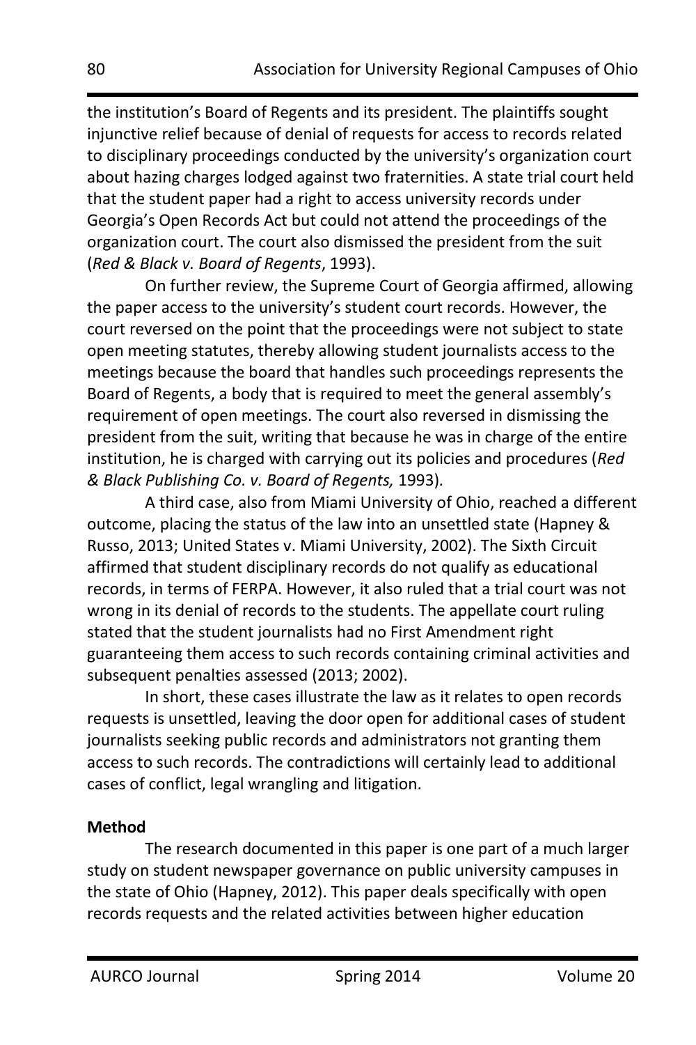the institution's Board of Regents and its president. The plaintiffs sought injunctive relief because of denial of requests for access to records related to disciplinary proceedings conducted by the university's organization court about hazing charges lodged against two fraternities. A state trial court held that the student paper had a right to access university records under Georgia's Open Records Act but could not attend the proceedings of the organization court. The court also dismissed the president from the suit (*Red & Black v. Board of Regents*, 1993).

On further review, the Supreme Court of Georgia affirmed, allowing the paper access to the university's student court records. However, the court reversed on the point that the proceedings were not subject to state open meeting statutes, thereby allowing student journalists access to the meetings because the board that handles such proceedings represents the Board of Regents, a body that is required to meet the general assembly's requirement of open meetings. The court also reversed in dismissing the president from the suit, writing that because he was in charge of the entire institution, he is charged with carrying out its policies and procedures (*Red & Black Publishing Co. v. Board of Regents,* 1993).

A third case, also from Miami University of Ohio, reached a different outcome, placing the status of the law into an unsettled state (Hapney & Russo, 2013; United States v. Miami University, 2002). The Sixth Circuit affirmed that student disciplinary records do not qualify as educational records, in terms of FERPA. However, it also ruled that a trial court was not wrong in its denial of records to the students. The appellate court ruling stated that the student journalists had no First Amendment right guaranteeing them access to such records containing criminal activities and subsequent penalties assessed (2013; 2002).

In short, these cases illustrate the law as it relates to open records requests is unsettled, leaving the door open for additional cases of student journalists seeking public records and administrators not granting them access to such records. The contradictions will certainly lead to additional cases of conflict, legal wrangling and litigation.

**Method**

The research documented in this paper is one part of a much larger study on student newspaper governance on public university campuses in the state of Ohio (Hapney, 2012). This paper deals specifically with open records requests and the related activities between higher education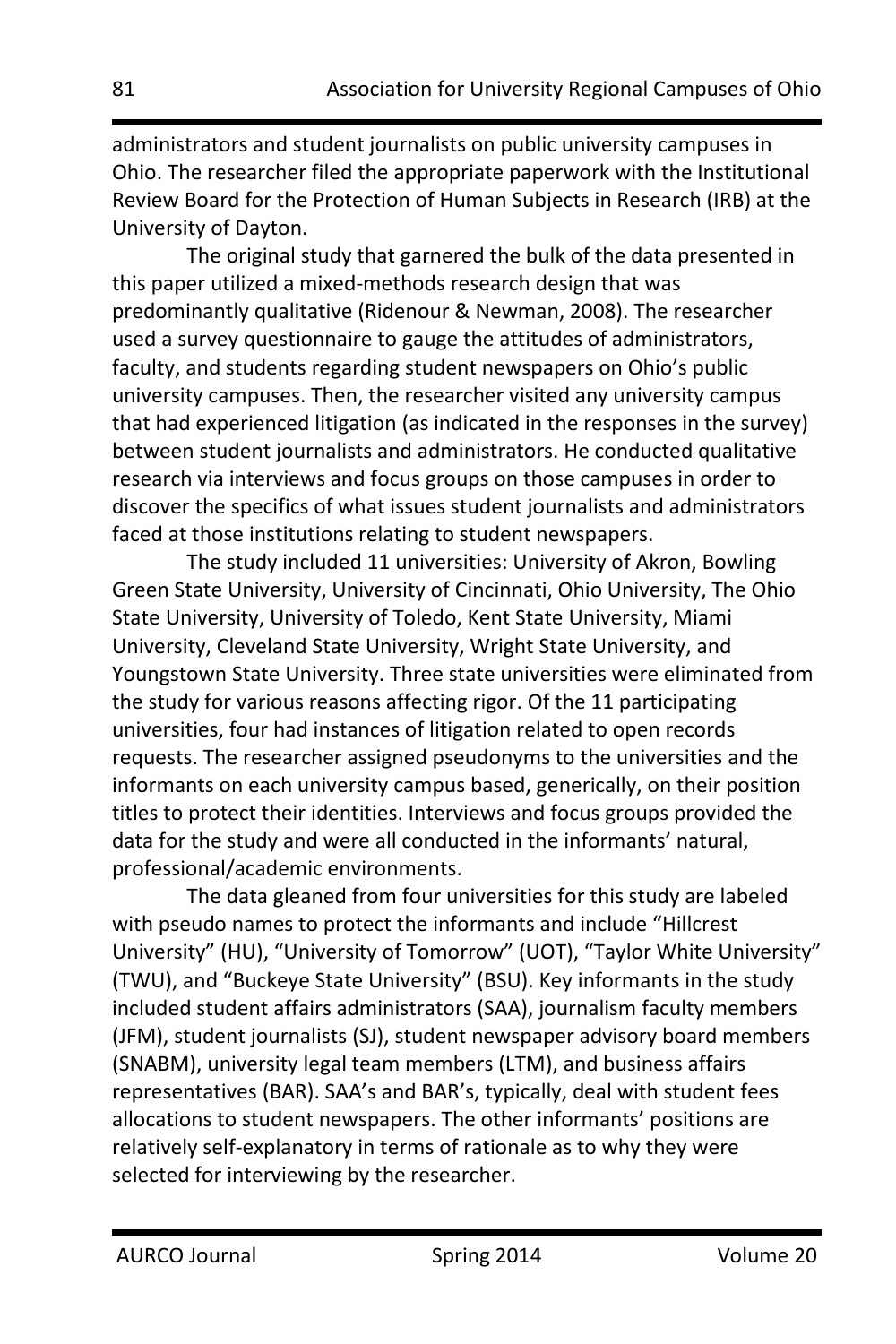administrators and student journalists on public university campuses in Ohio. The researcher filed the appropriate paperwork with the Institutional Review Board for the Protection of Human Subjects in Research (IRB) at the University of Dayton.

The original study that garnered the bulk of the data presented in this paper utilized a mixed-methods research design that was predominantly qualitative (Ridenour & Newman, 2008). The researcher used a survey questionnaire to gauge the attitudes of administrators, faculty, and students regarding student newspapers on Ohio's public university campuses. Then, the researcher visited any university campus that had experienced litigation (as indicated in the responses in the survey) between student journalists and administrators. He conducted qualitative research via interviews and focus groups on those campuses in order to discover the specifics of what issues student journalists and administrators faced at those institutions relating to student newspapers.

The study included 11 universities: University of Akron, Bowling Green State University, University of Cincinnati, Ohio University, The Ohio State University, University of Toledo, Kent State University, Miami University, Cleveland State University, Wright State University, and Youngstown State University. Three state universities were eliminated from the study for various reasons affecting rigor. Of the 11 participating universities, four had instances of litigation related to open records requests. The researcher assigned pseudonyms to the universities and the informants on each university campus based, generically, on their position titles to protect their identities. Interviews and focus groups provided the data for the study and were all conducted in the informants' natural, professional/academic environments.

The data gleaned from four universities for this study are labeled with pseudo names to protect the informants and include "Hillcrest University" (HU), "University of Tomorrow" (UOT), "Taylor White University" (TWU), and "Buckeye State University" (BSU). Key informants in the study included student affairs administrators (SAA), journalism faculty members (JFM), student journalists (SJ), student newspaper advisory board members (SNABM), university legal team members (LTM), and business affairs representatives (BAR). SAA's and BAR's, typically, deal with student fees allocations to student newspapers. The other informants' positions are relatively self-explanatory in terms of rationale as to why they were selected for interviewing by the researcher.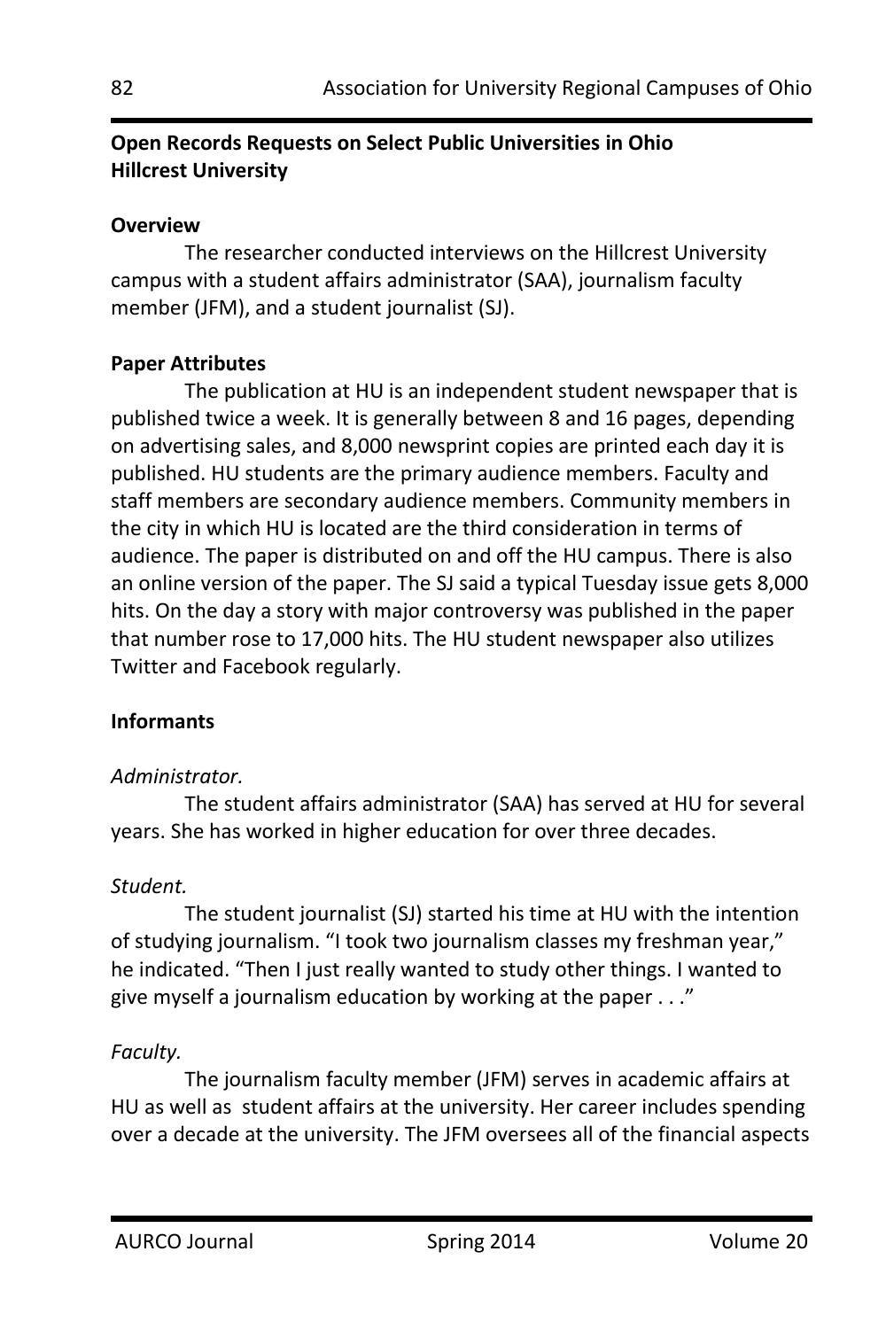**Open Records Requests on Select Public Universities in Ohio**
**Hillcrest University**

**Overview**

The researcher conducted interviews on the Hillcrest University campus with a student affairs administrator (SAA), journalism faculty member (JFM), and a student journalist (SJ).

**Paper Attributes**

The publication at HU is an independent student newspaper that is published twice a week. It is generally between 8 and 16 pages, depending on advertising sales, and 8,000 newsprint copies are printed each day it is published. HU students are the primary audience members. Faculty and staff members are secondary audience members. Community members in the city in which HU is located are the third consideration in terms of audience. The paper is distributed on and off the HU campus. There is also an online version of the paper. The SJ said a typical Tuesday issue gets 8,000 hits. On the day a story with major controversy was published in the paper that number rose to 17,000 hits. The HU student newspaper also utilizes Twitter and Facebook regularly.

**Informants**

*Administrator.*

The student affairs administrator (SAA) has served at HU for several years. She has worked in higher education for over three decades.

*Student.*

The student journalist (SJ) started his time at HU with the intention of studying journalism. "I took two journalism classes my freshman year," he indicated. "Then I just really wanted to study other things. I wanted to give myself a journalism education by working at the paper . . ."

*Faculty.*

The journalism faculty member (JFM) serves in academic affairs at HU as well as student affairs at the university. Her career includes spending over a decade at the university. The JFM oversees all of the financial aspects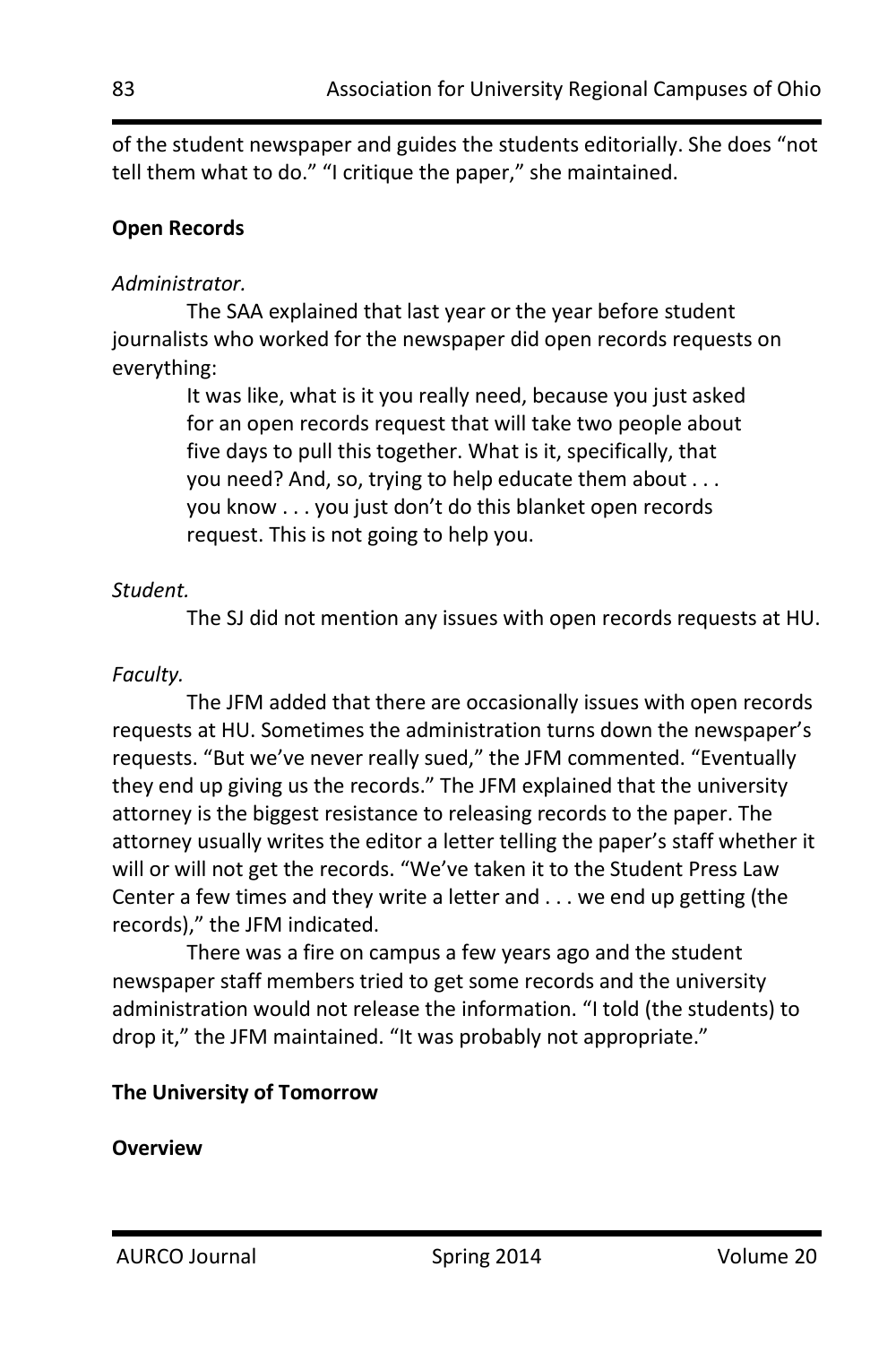of the student newspaper and guides the students editorially. She does "not tell them what to do." "I critique the paper," she maintained.

**Open Records**

*Administrator.*

The SAA explained that last year or the year before student journalists who worked for the newspaper did open records requests on everything:

> It was like, what is it you really need, because you just asked for an open records request that will take two people about five days to pull this together. What is it, specifically, that you need? And, so, trying to help educate them about . . . you know . . . you just don't do this blanket open records request. This is not going to help you.

*Student.*

The SJ did not mention any issues with open records requests at HU.

*Faculty.*

The JFM added that there are occasionally issues with open records requests at HU. Sometimes the administration turns down the newspaper's requests. "But we've never really sued," the JFM commented. "Eventually they end up giving us the records." The JFM explained that the university attorney is the biggest resistance to releasing records to the paper. The attorney usually writes the editor a letter telling the paper's staff whether it will or will not get the records. "We've taken it to the Student Press Law Center a few times and they write a letter and . . . we end up getting (the records)," the JFM indicated.

There was a fire on campus a few years ago and the student newspaper staff members tried to get some records and the university administration would not release the information. "I told (the students) to drop it," the JFM maintained. "It was probably not appropriate."

**The University of Tomorrow**

**Overview**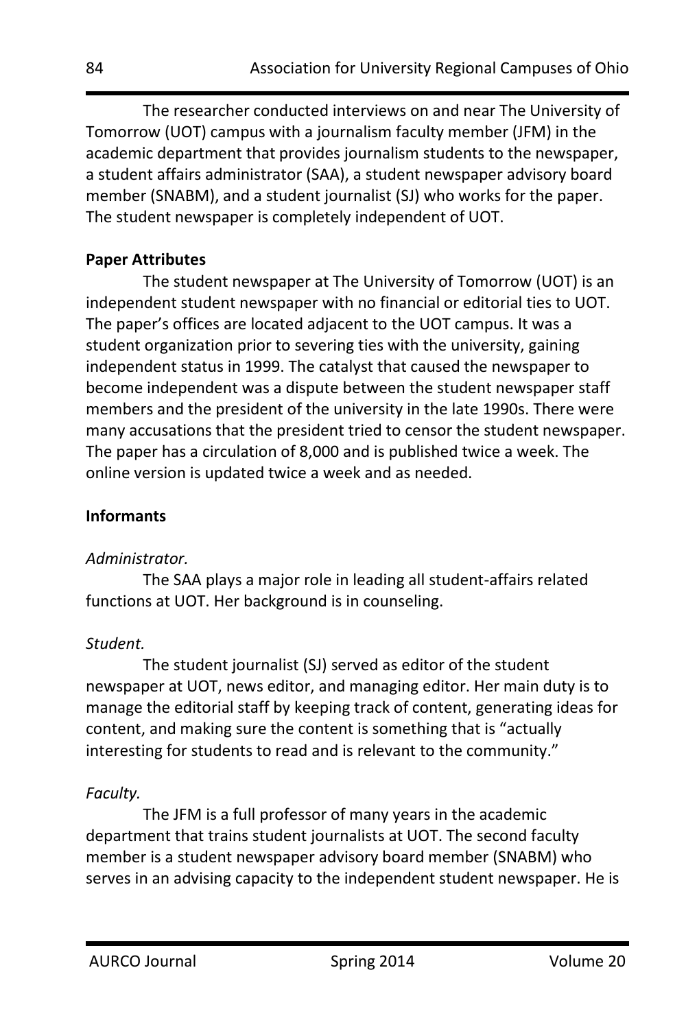The researcher conducted interviews on and near The University of Tomorrow (UOT) campus with a journalism faculty member (JFM) in the academic department that provides journalism students to the newspaper, a student affairs administrator (SAA), a student newspaper advisory board member (SNABM), and a student journalist (SJ) who works for the paper. The student newspaper is completely independent of UOT.

**Paper Attributes**

The student newspaper at The University of Tomorrow (UOT) is an independent student newspaper with no financial or editorial ties to UOT. The paper's offices are located adjacent to the UOT campus. It was a student organization prior to severing ties with the university, gaining independent status in 1999. The catalyst that caused the newspaper to become independent was a dispute between the student newspaper staff members and the president of the university in the late 1990s. There were many accusations that the president tried to censor the student newspaper. The paper has a circulation of 8,000 and is published twice a week. The online version is updated twice a week and as needed.

**Informants**

*Administrator.*

The SAA plays a major role in leading all student-affairs related functions at UOT. Her background is in counseling.

*Student.*

The student journalist (SJ) served as editor of the student newspaper at UOT, news editor, and managing editor. Her main duty is to manage the editorial staff by keeping track of content, generating ideas for content, and making sure the content is something that is "actually interesting for students to read and is relevant to the community."

*Faculty.*

The JFM is a full professor of many years in the academic department that trains student journalists at UOT. The second faculty member is a student newspaper advisory board member (SNABM) who serves in an advising capacity to the independent student newspaper. He is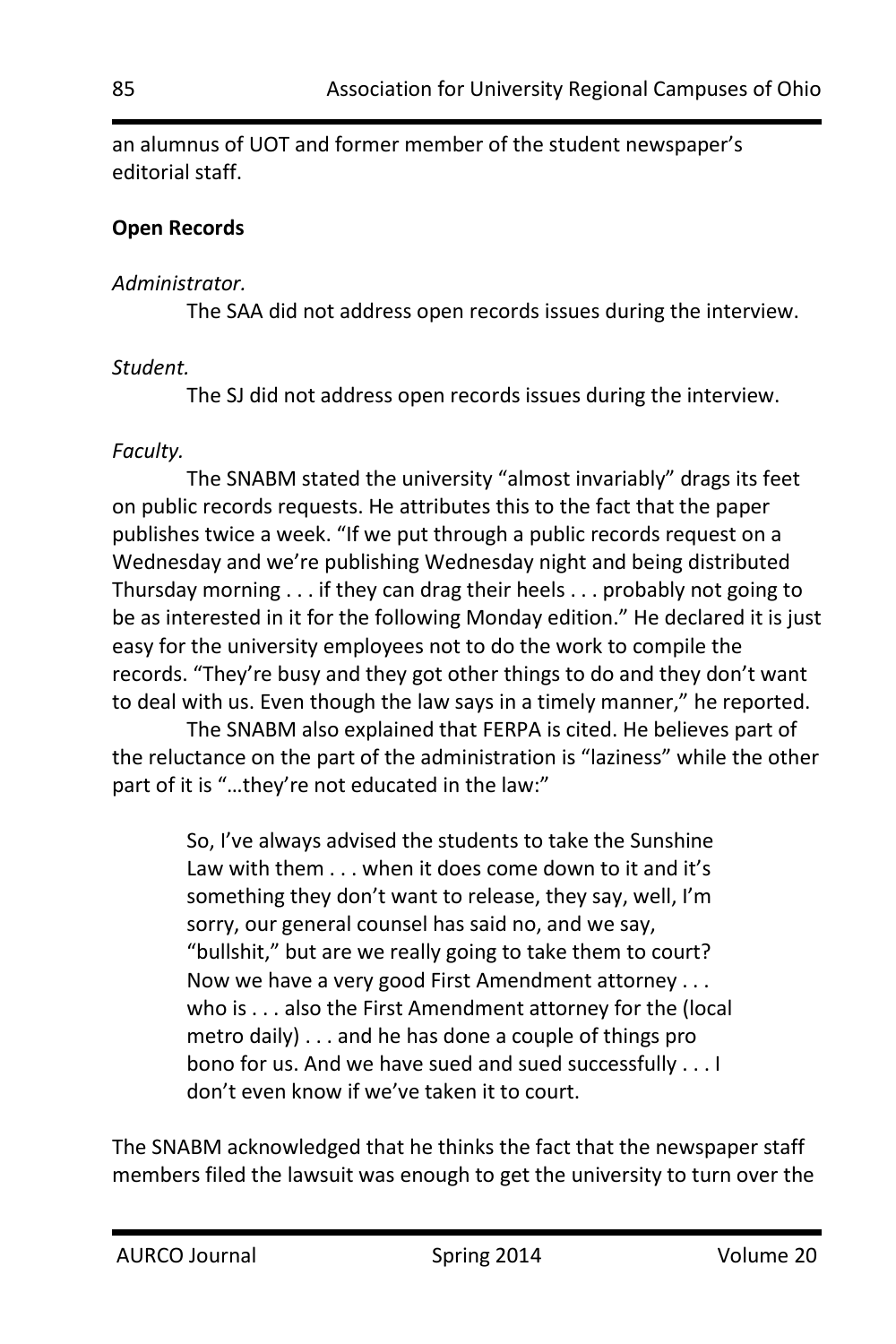an alumnus of UOT and former member of the student newspaper's editorial staff.

**Open Records**

*Administrator.*

The SAA did not address open records issues during the interview.

*Student.*

The SJ did not address open records issues during the interview.

*Faculty.*

The SNABM stated the university "almost invariably" drags its feet on public records requests. He attributes this to the fact that the paper publishes twice a week. "If we put through a public records request on a Wednesday and we're publishing Wednesday night and being distributed Thursday morning . . . if they can drag their heels . . . probably not going to be as interested in it for the following Monday edition." He declared it is just easy for the university employees not to do the work to compile the records. "They're busy and they got other things to do and they don't want to deal with us. Even though the law says in a timely manner," he reported.

The SNABM also explained that FERPA is cited. He believes part of the reluctance on the part of the administration is "laziness" while the other part of it is "…they're not educated in the law:"

> So, I've always advised the students to take the Sunshine Law with them . . . when it does come down to it and it's something they don't want to release, they say, well, I'm sorry, our general counsel has said no, and we say, "bullshit," but are we really going to take them to court? Now we have a very good First Amendment attorney . . . who is . . . also the First Amendment attorney for the (local metro daily) . . . and he has done a couple of things pro bono for us. And we have sued and sued successfully . . . I don't even know if we've taken it to court.

The SNABM acknowledged that he thinks the fact that the newspaper staff members filed the lawsuit was enough to get the university to turn over the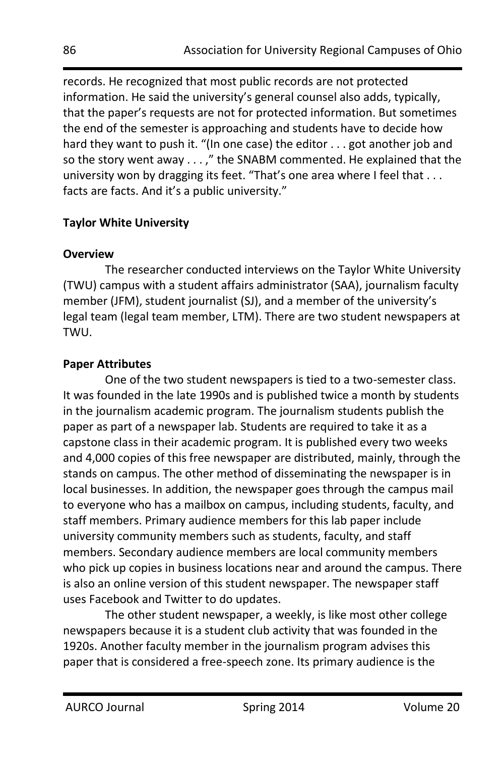records. He recognized that most public records are not protected information. He said the university's general counsel also adds, typically, that the paper's requests are not for protected information. But sometimes the end of the semester is approaching and students have to decide how hard they want to push it. "(In one case) the editor . . . got another job and so the story went away . . . ," the SNABM commented. He explained that the university won by dragging its feet. "That's one area where I feel that . . . facts are facts. And it's a public university."

**Taylor White University**

**Overview**

The researcher conducted interviews on the Taylor White University (TWU) campus with a student affairs administrator (SAA), journalism faculty member (JFM), student journalist (SJ), and a member of the university's legal team (legal team member, LTM). There are two student newspapers at TWU.

**Paper Attributes**

One of the two student newspapers is tied to a two-semester class. It was founded in the late 1990s and is published twice a month by students in the journalism academic program. The journalism students publish the paper as part of a newspaper lab. Students are required to take it as a capstone class in their academic program. It is published every two weeks and 4,000 copies of this free newspaper are distributed, mainly, through the stands on campus. The other method of disseminating the newspaper is in local businesses. In addition, the newspaper goes through the campus mail to everyone who has a mailbox on campus, including students, faculty, and staff members. Primary audience members for this lab paper include university community members such as students, faculty, and staff members. Secondary audience members are local community members who pick up copies in business locations near and around the campus. There is also an online version of this student newspaper. The newspaper staff uses Facebook and Twitter to do updates.

The other student newspaper, a weekly, is like most other college newspapers because it is a student club activity that was founded in the 1920s. Another faculty member in the journalism program advises this paper that is considered a free-speech zone. Its primary audience is the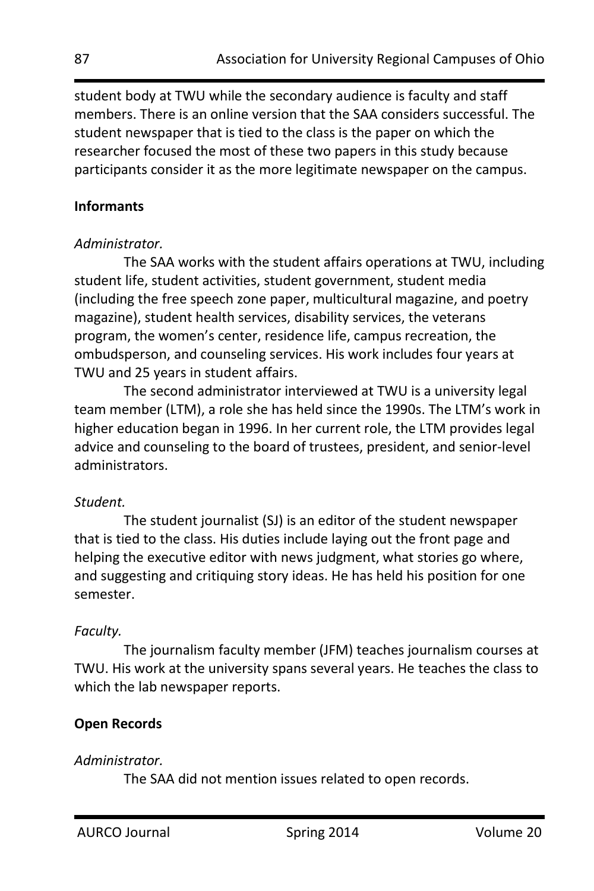student body at TWU while the secondary audience is faculty and staff members. There is an online version that the SAA considers successful. The student newspaper that is tied to the class is the paper on which the researcher focused the most of these two papers in this study because participants consider it as the more legitimate newspaper on the campus.

**Informants**

*Administrator.*

The SAA works with the student affairs operations at TWU, including student life, student activities, student government, student media (including the free speech zone paper, multicultural magazine, and poetry magazine), student health services, disability services, the veterans program, the women's center, residence life, campus recreation, the ombudsperson, and counseling services. His work includes four years at TWU and 25 years in student affairs.

The second administrator interviewed at TWU is a university legal team member (LTM), a role she has held since the 1990s. The LTM's work in higher education began in 1996. In her current role, the LTM provides legal advice and counseling to the board of trustees, president, and senior-level administrators.

*Student.*

The student journalist (SJ) is an editor of the student newspaper that is tied to the class. His duties include laying out the front page and helping the executive editor with news judgment, what stories go where, and suggesting and critiquing story ideas. He has held his position for one semester.

*Faculty.*

The journalism faculty member (JFM) teaches journalism courses at TWU. His work at the university spans several years. He teaches the class to which the lab newspaper reports.

**Open Records**

*Administrator.*

The SAA did not mention issues related to open records.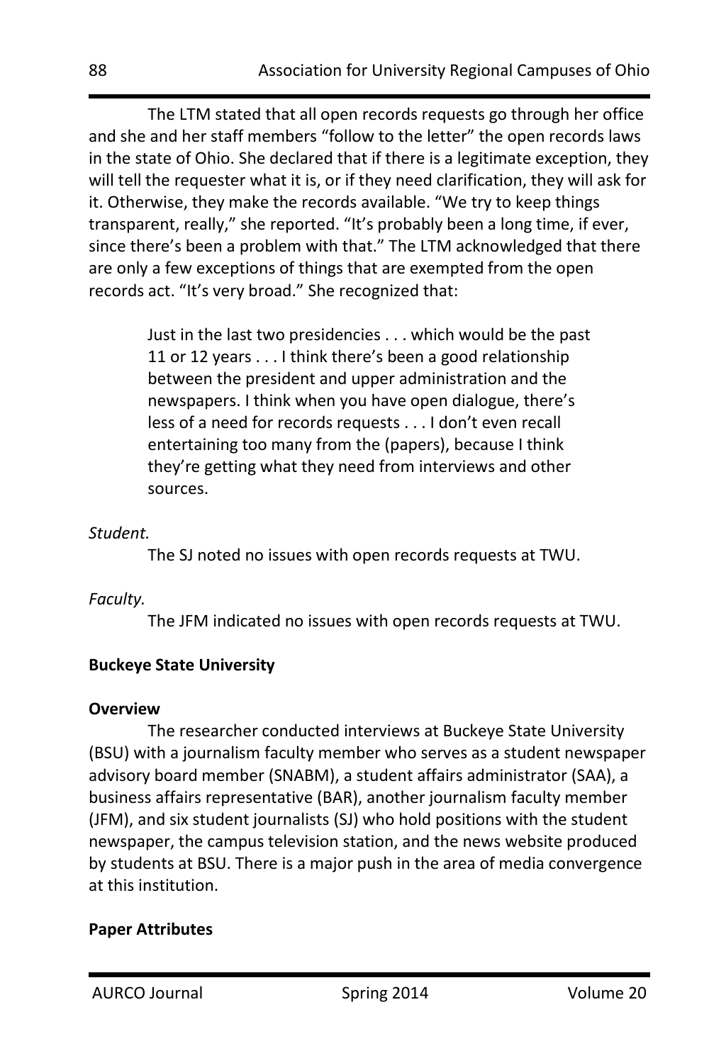The LTM stated that all open records requests go through her office and she and her staff members "follow to the letter" the open records laws in the state of Ohio. She declared that if there is a legitimate exception, they will tell the requester what it is, or if they need clarification, they will ask for it. Otherwise, they make the records available. "We try to keep things transparent, really," she reported. "It's probably been a long time, if ever, since there's been a problem with that." The LTM acknowledged that there are only a few exceptions of things that are exempted from the open records act. "It's very broad." She recognized that:

> Just in the last two presidencies . . . which would be the past 11 or 12 years . . . I think there's been a good relationship between the president and upper administration and the newspapers. I think when you have open dialogue, there's less of a need for records requests . . . I don't even recall entertaining too many from the (papers), because I think they're getting what they need from interviews and other sources.

*Student.*

The SJ noted no issues with open records requests at TWU.

*Faculty.*

The JFM indicated no issues with open records requests at TWU.

**Buckeye State University**

**Overview**

The researcher conducted interviews at Buckeye State University (BSU) with a journalism faculty member who serves as a student newspaper advisory board member (SNABM), a student affairs administrator (SAA), a business affairs representative (BAR), another journalism faculty member (JFM), and six student journalists (SJ) who hold positions with the student newspaper, the campus television station, and the news website produced by students at BSU. There is a major push in the area of media convergence at this institution.

**Paper Attributes**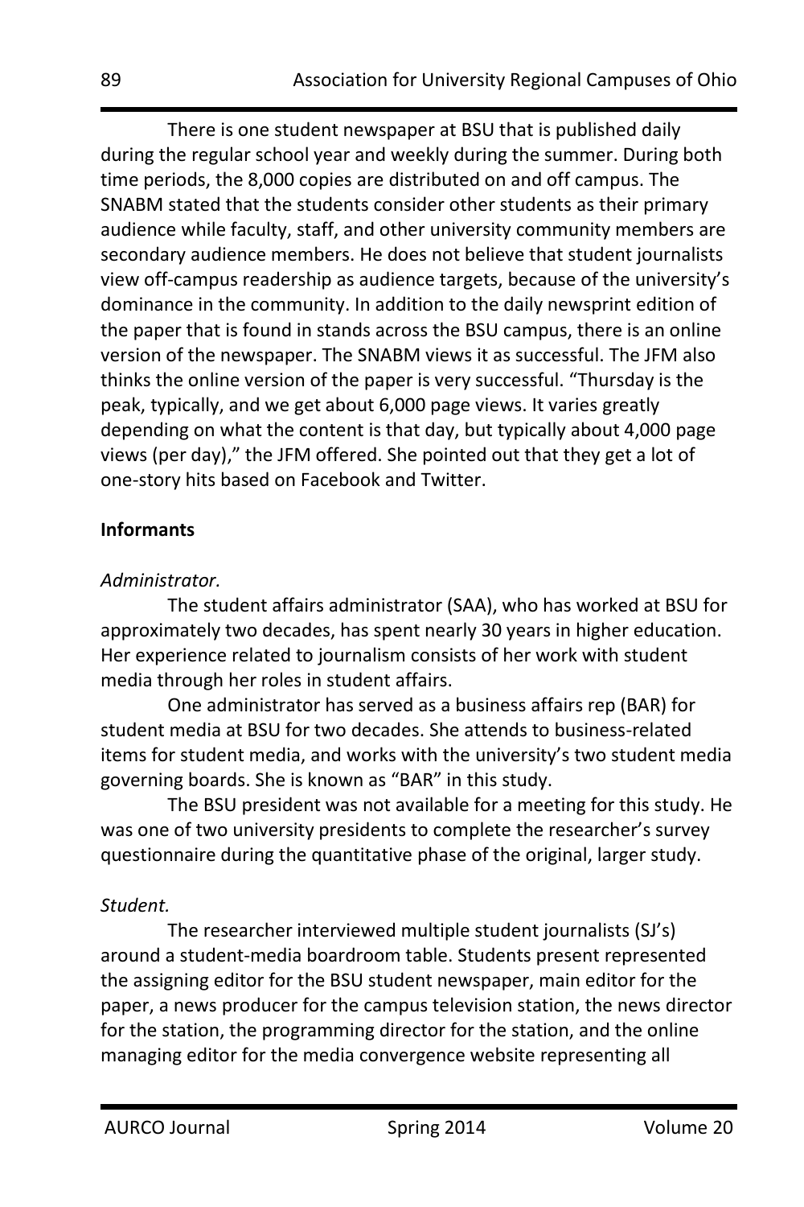There is one student newspaper at BSU that is published daily during the regular school year and weekly during the summer. During both time periods, the 8,000 copies are distributed on and off campus. The SNABM stated that the students consider other students as their primary audience while faculty, staff, and other university community members are secondary audience members. He does not believe that student journalists view off-campus readership as audience targets, because of the university's dominance in the community. In addition to the daily newsprint edition of the paper that is found in stands across the BSU campus, there is an online version of the newspaper. The SNABM views it as successful. The JFM also thinks the online version of the paper is very successful. "Thursday is the peak, typically, and we get about 6,000 page views. It varies greatly depending on what the content is that day, but typically about 4,000 page views (per day)," the JFM offered. She pointed out that they get a lot of one-story hits based on Facebook and Twitter.

**Informants**

*Administrator.*

The student affairs administrator (SAA), who has worked at BSU for approximately two decades, has spent nearly 30 years in higher education. Her experience related to journalism consists of her work with student media through her roles in student affairs.

One administrator has served as a business affairs rep (BAR) for student media at BSU for two decades. She attends to business-related items for student media, and works with the university's two student media governing boards. She is known as "BAR" in this study.

The BSU president was not available for a meeting for this study. He was one of two university presidents to complete the researcher's survey questionnaire during the quantitative phase of the original, larger study.

*Student.*

The researcher interviewed multiple student journalists (SJ's) around a student-media boardroom table. Students present represented the assigning editor for the BSU student newspaper, main editor for the paper, a news producer for the campus television station, the news director for the station, the programming director for the station, and the online managing editor for the media convergence website representing all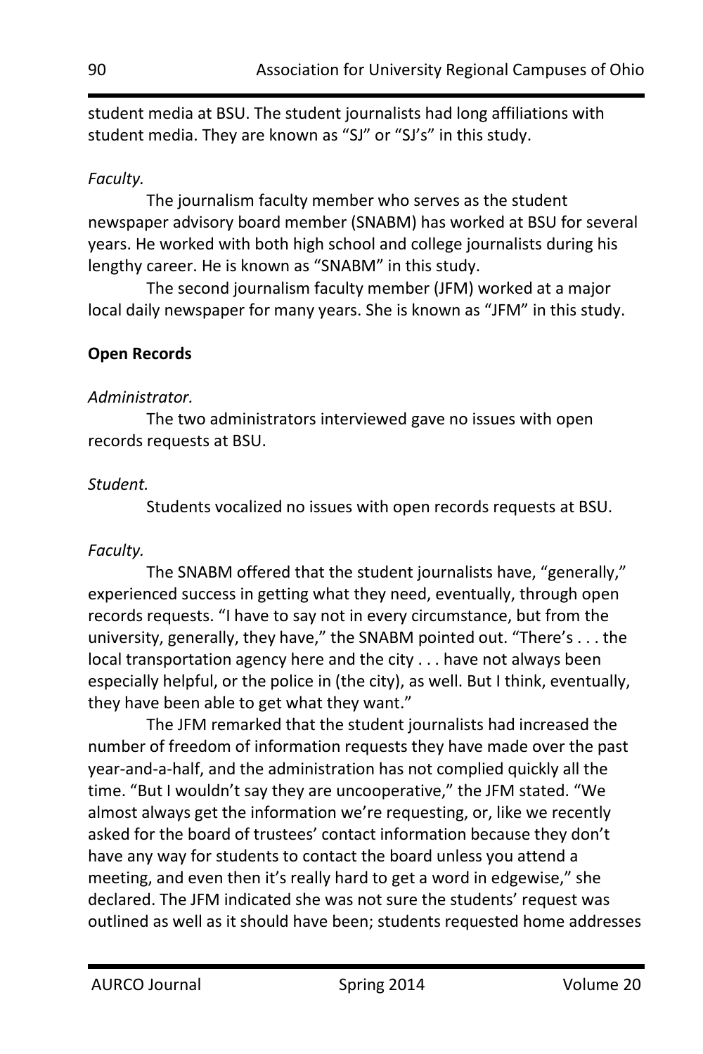student media at BSU. The student journalists had long affiliations with student media. They are known as "SJ" or "SJ's" in this study.

*Faculty.*

The journalism faculty member who serves as the student newspaper advisory board member (SNABM) has worked at BSU for several years. He worked with both high school and college journalists during his lengthy career. He is known as "SNABM" in this study.

The second journalism faculty member (JFM) worked at a major local daily newspaper for many years. She is known as "JFM" in this study.

**Open Records**

*Administrator.*

The two administrators interviewed gave no issues with open records requests at BSU.

*Student.*

Students vocalized no issues with open records requests at BSU.

*Faculty.*

The SNABM offered that the student journalists have, "generally," experienced success in getting what they need, eventually, through open records requests. "I have to say not in every circumstance, but from the university, generally, they have," the SNABM pointed out. "There's . . . the local transportation agency here and the city . . . have not always been especially helpful, or the police in (the city), as well. But I think, eventually, they have been able to get what they want."

The JFM remarked that the student journalists had increased the number of freedom of information requests they have made over the past year-and-a-half, and the administration has not complied quickly all the time. "But I wouldn't say they are uncooperative," the JFM stated. "We almost always get the information we're requesting, or, like we recently asked for the board of trustees' contact information because they don't have any way for students to contact the board unless you attend a meeting, and even then it's really hard to get a word in edgewise," she declared. The JFM indicated she was not sure the students' request was outlined as well as it should have been; students requested home addresses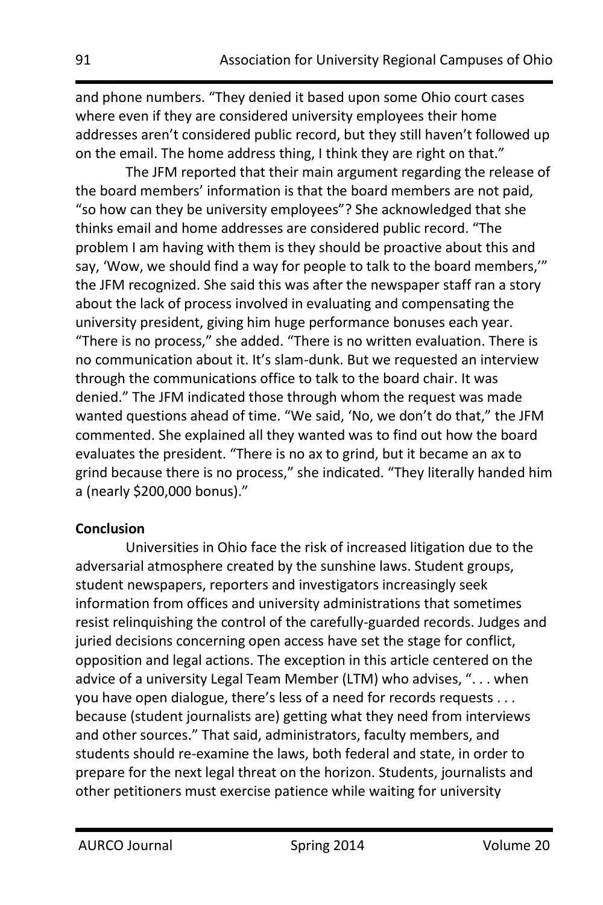and phone numbers. "They denied it based upon some Ohio court cases where even if they are considered university employees their home addresses aren't considered public record, but they still haven't followed up on the email. The home address thing, I think they are right on that."

The JFM reported that their main argument regarding the release of the board members' information is that the board members are not paid, "so how can they be university employees"? She acknowledged that she thinks email and home addresses are considered public record. "The problem I am having with them is they should be proactive about this and say, 'Wow, we should find a way for people to talk to the board members,'" the JFM recognized. She said this was after the newspaper staff ran a story about the lack of process involved in evaluating and compensating the university president, giving him huge performance bonuses each year. "There is no process," she added. "There is no written evaluation. There is no communication about it. It's slam-dunk. But we requested an interview through the communications office to talk to the board chair. It was denied." The JFM indicated those through whom the request was made wanted questions ahead of time. "We said, 'No, we don't do that," the JFM commented. She explained all they wanted was to find out how the board evaluates the president. "There is no ax to grind, but it became an ax to grind because there is no process," she indicated. "They literally handed him a (nearly $200,000 bonus)."

**Conclusion**

Universities in Ohio face the risk of increased litigation due to the adversarial atmosphere created by the sunshine laws. Student groups, student newspapers, reporters and investigators increasingly seek information from offices and university administrations that sometimes resist relinquishing the control of the carefully-guarded records. Judges and juried decisions concerning open access have set the stage for conflict, opposition and legal actions. The exception in this article centered on the advice of a university Legal Team Member (LTM) who advises, ". . . when you have open dialogue, there's less of a need for records requests . . . because (student journalists are) getting what they need from interviews and other sources." That said, administrators, faculty members, and students should re-examine the laws, both federal and state, in order to prepare for the next legal threat on the horizon. Students, journalists and other petitioners must exercise patience while waiting for university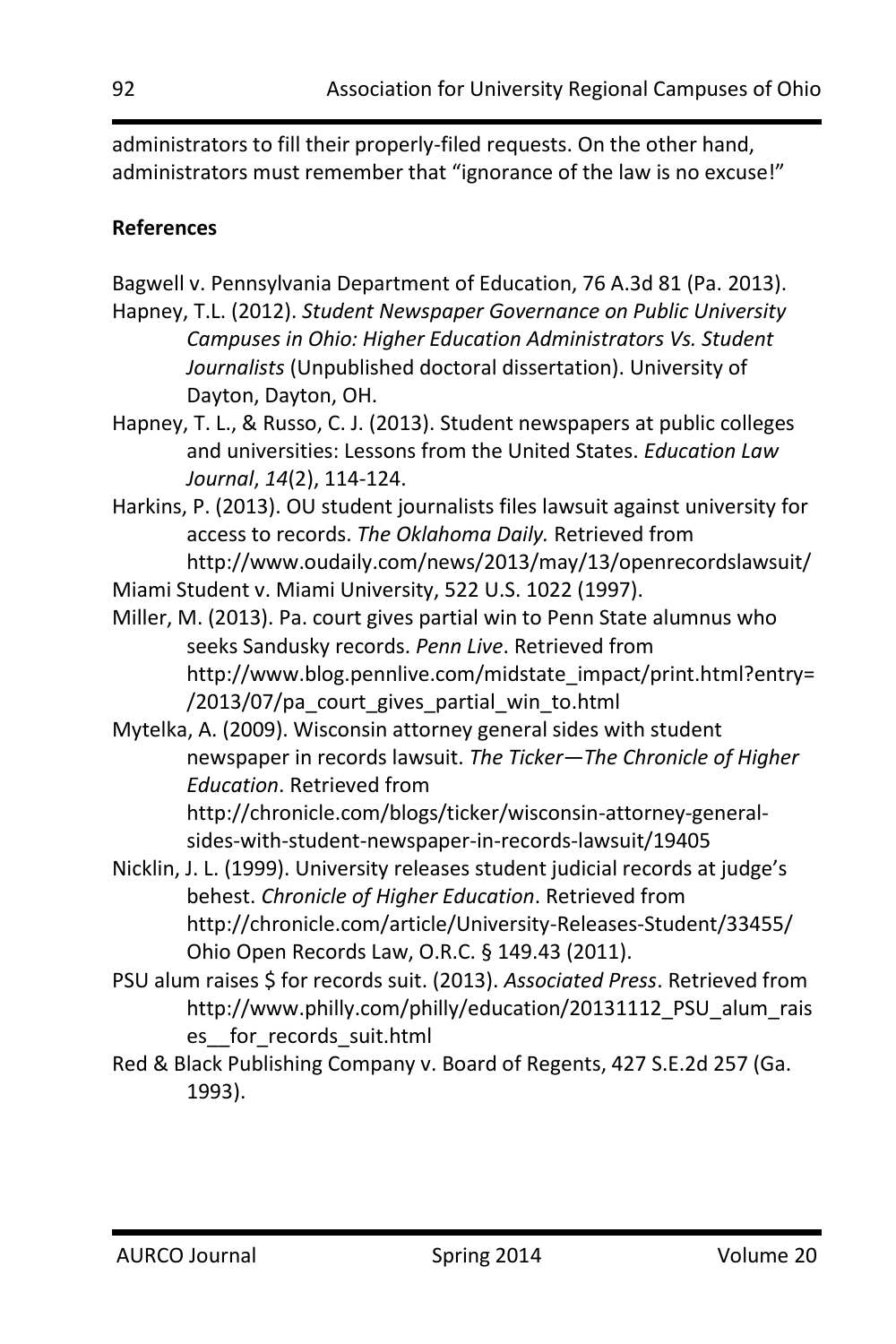administrators to fill their properly-filed requests. On the other hand, administrators must remember that "ignorance of the law is no excuse!"

**References**

Bagwell v. Pennsylvania Department of Education, 76 A.3d 81 (Pa. 2013).

Hapney, T.L. (2012). *Student Newspaper Governance on Public University Campuses in Ohio: Higher Education Administrators Vs. Student Journalists* (Unpublished doctoral dissertation). University of Dayton, Dayton, OH.

Hapney, T. L., & Russo, C. J. (2013). Student newspapers at public colleges and universities: Lessons from the United States. *Education Law Journal*, *14*(2), 114-124.

Harkins, P. (2013). OU student journalists files lawsuit against university for access to records. *The Oklahoma Daily.* Retrieved from http://www.oudaily.com/news/2013/may/13/openrecordslawsuit/

Miami Student v. Miami University, 522 U.S. 1022 (1997).

Miller, M. (2013). Pa. court gives partial win to Penn State alumnus who seeks Sandusky records. *Penn Live*. Retrieved from http://www.blog.pennlive.com/midstate_impact/print.html?entry=/2013/07/pa_court_gives_partial_win_to.html

Mytelka, A. (2009). Wisconsin attorney general sides with student newspaper in records lawsuit. *The Ticker—The Chronicle of Higher Education*. Retrieved from http://chronicle.com/blogs/ticker/wisconsin-attorney-general-sides-with-student-newspaper-in-records-lawsuit/19405

Nicklin, J. L. (1999). University releases student judicial records at judge's behest. *Chronicle of Higher Education*. Retrieved from http://chronicle.com/article/University-Releases-Student/33455/ Ohio Open Records Law, O.R.C. § 149.43 (2011).

PSU alum raises $ for records suit. (2013). *Associated Press*. Retrieved from http://www.philly.com/philly/education/20131112_PSU_alum_raises__for_records_suit.html

Red & Black Publishing Company v. Board of Regents, 427 S.E.2d 257 (Ga. 1993).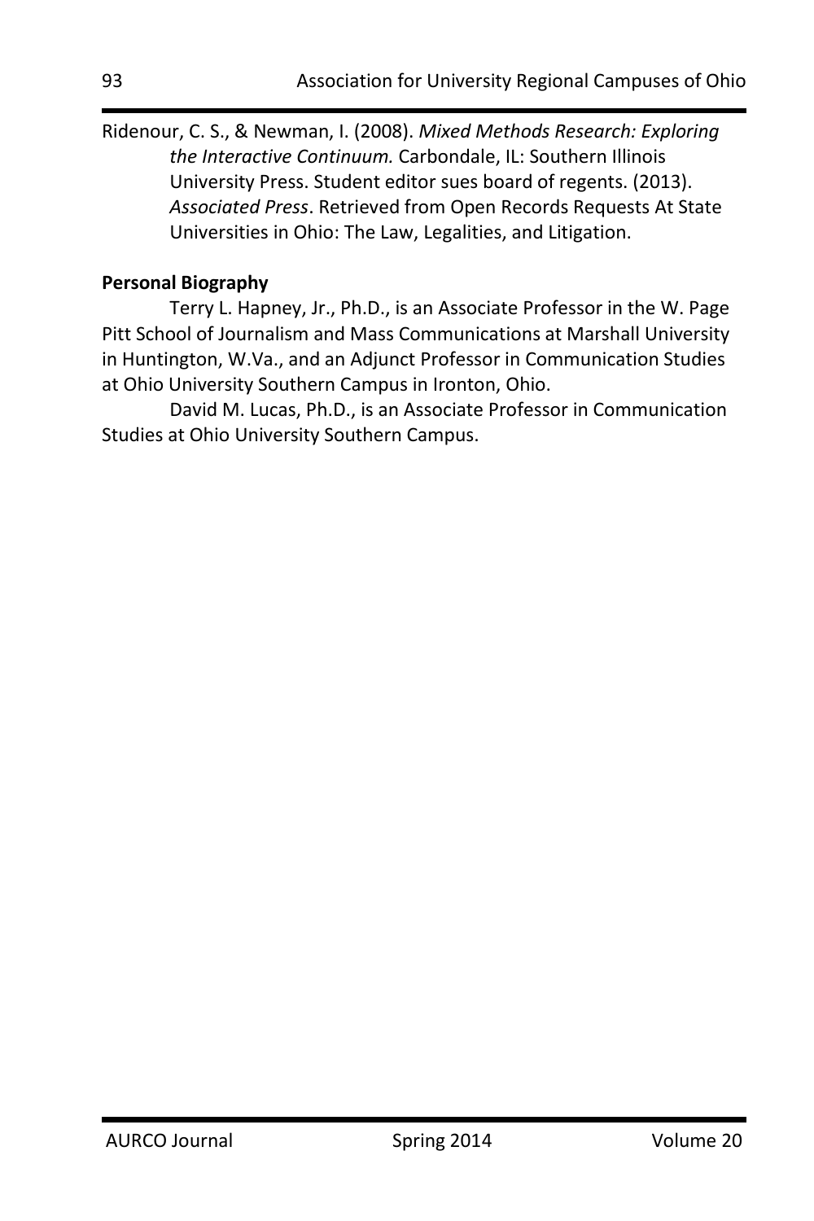Ridenour, C. S., & Newman, I. (2008). *Mixed Methods Research: Exploring the Interactive Continuum.* Carbondale, IL: Southern Illinois University Press. Student editor sues board of regents. (2013). *Associated Press*. Retrieved from Open Records Requests At State Universities in Ohio: The Law, Legalities, and Litigation.

**Personal Biography**

Terry L. Hapney, Jr., Ph.D., is an Associate Professor in the W. Page Pitt School of Journalism and Mass Communications at Marshall University in Huntington, W.Va., and an Adjunct Professor in Communication Studies at Ohio University Southern Campus in Ironton, Ohio.

David M. Lucas, Ph.D., is an Associate Professor in Communication Studies at Ohio University Southern Campus.